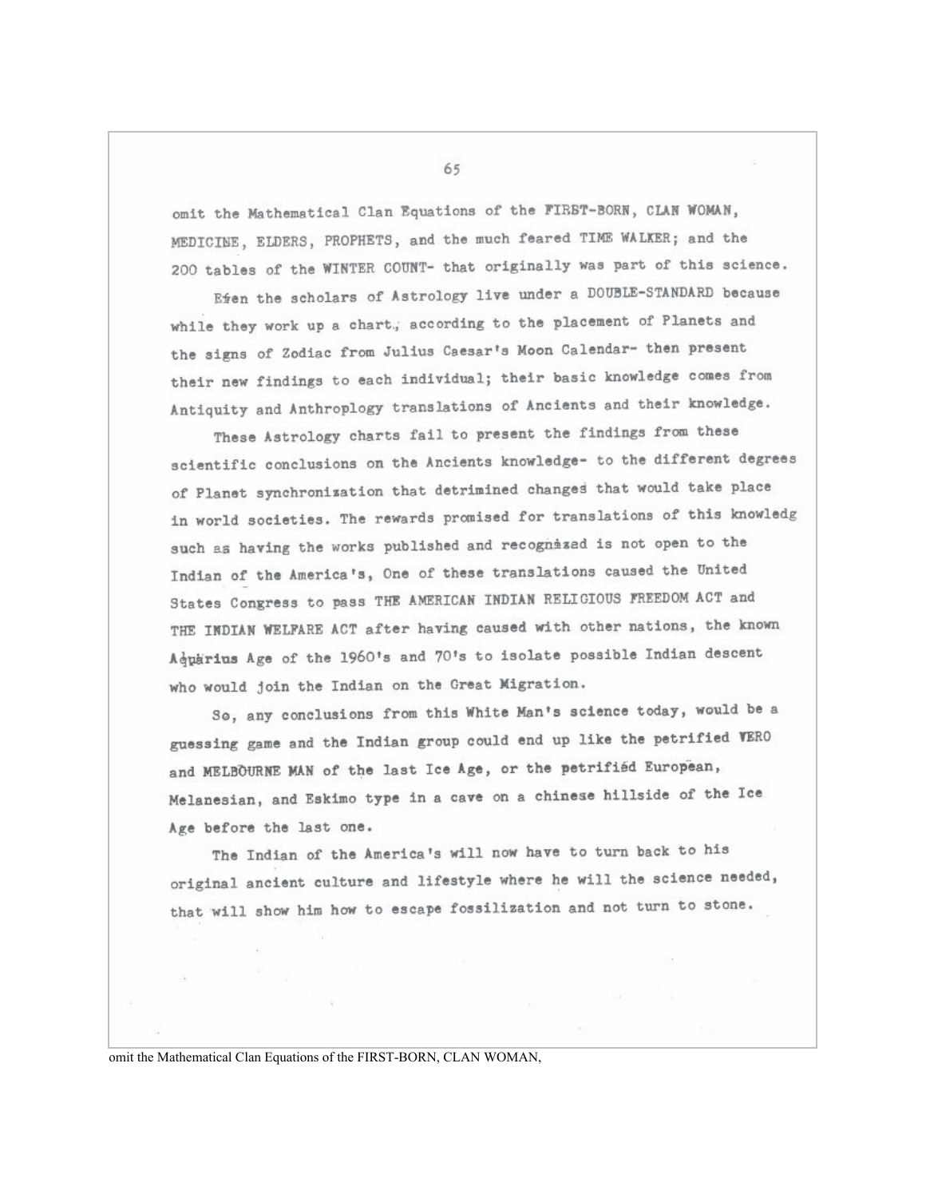omit the Mathematical Clan Equations of the FIRST-BORN, CLAN WOMAN, MEDICINE, ELDERS, PROPHETS, and the much feared TIME WALKER; and the 200 tables of the WINTER COUNT- that originally was part of this science.

Even the scholars of Astrology live under a DOUBLE-STANDARD because while they work up a chart, according to the placement of Planets and the signs of Zodiac from Julius Caesar's Moon Calendar- then present their new findings to each individual; their basic knowledge comes from Antiquity and Anthroplogy translations of Ancients and their knowledge.

These Astrology charts fail to present the findings from these scientific conclusions on the Ancients knowledge- to the different degrees of Planet synchronization that detrimined changes that would take place in world societies. The rewards promised for translations of this knowledg such as having the works published and recognized is not open to the Indian of the America's, One of these translations caused the United States Congress to pass THE AMERICAN INDIAN RELIGIOUS FREEDOM ACT and THE INDIAN WELFARE ACT after having caused with other nations, the known Aquarius Age of the 1960's and 70's to isolate possible Indian descent who would join the Indian on the Great Migration.

So, any conclusions from this White Man's science today, would be a guessing game and the Indian group could end up like the petrified VERO and MELBOURNE MAN of the last Ice Age, or the petrified European, Melanesian, and Eskimo type in a cave on a chinese hillside of the Ice Age before the last one.

The Indian of the America's will now have to turn back to his original ancient culture and lifestyle where he will the science needed, that will show him how to escape fossilization and not turn to stone.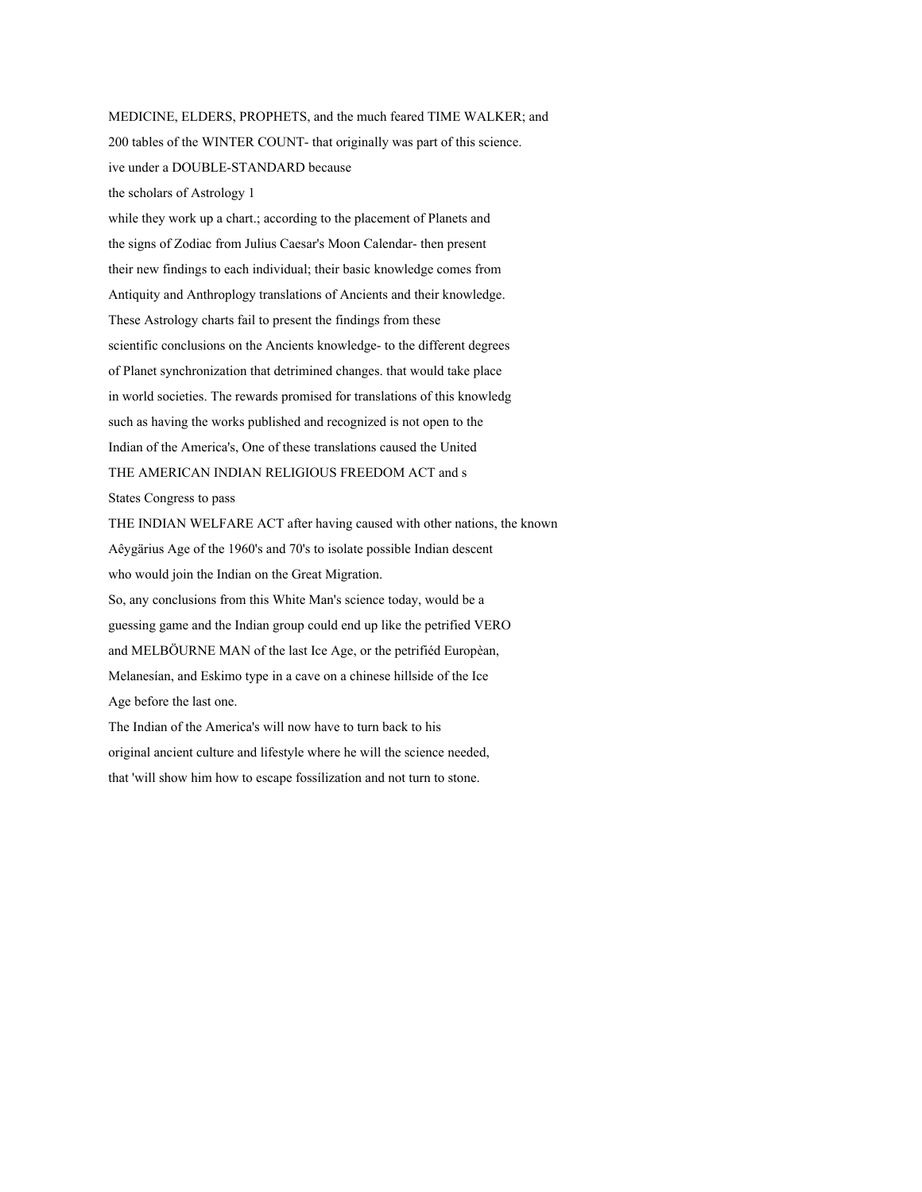MEDICINE, ELDERS, PROPHETS, and the much feared TIME WALKER; and
200 tables of the WINTER COUNT- that originally was part of this science.
ive under a DOUBLE-STANDARD because
the scholars of Astrology 1
while they work up a chart.; according to the placement of Planets and
the signs of Zodiac from Julius Caesar's Moon Calendar- then present
their new findings to each individual; their basic knowledge comes from
Antiquity and Anthroplogy translations of Ancients and their knowledge.
These Astrology charts fail to present the findings from these
scientific conclusions on the Ancients knowledge- to the different degrees
of Planet synchronization that detrimined changes. that would take place
in world societies. The rewards promised for translations of this knowledg
such as having the works published and recognized is not open to the
Indian of the America's, One of these translations caused the United
THE AMERICAN INDIAN RELIGIOUS FREEDOM ACT and s
States Congress to pass
THE INDIAN WELFARE ACT after having caused with other nations, the known
Aêygärius Age of the 1960's and 70's to isolate possible Indian descent
who would join the Indian on the Great Migration.
So, any conclusions from this White Man's science today, would be a
guessing game and the Indian group could end up like the petrified VERO
and MELBÖURNE MAN of the last Ice Age, or the petrifiéd Europèan,
Melanesían, and Eskimo type in a cave on a chinese hillside of the Ice
Age before the last one.
The Indian of the America's will now have to turn back to his
original ancient culture and lifestyle where he will the science needed,
that 'will show him how to escape fossílizatíon and not turn to stone.